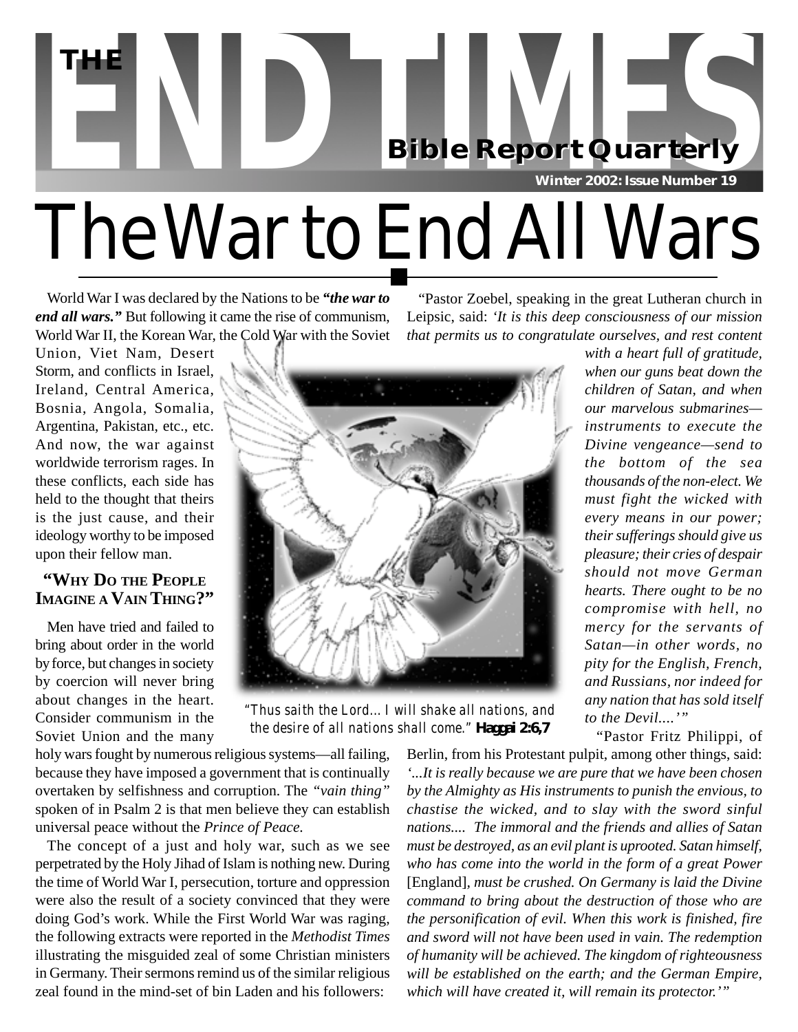# THE END TIMES

**Bible Report Quarterly**

**Winter 2002: Issue Number 19**

# The War to End All Wars

World War I was declared by the Nations to be ***"the war to end all wars."*** But following it came the rise of communism, World War II, the Korean War, the Cold War with the Soviet Union, Viet Nam, Desert Storm, and conflicts in Israel, Ireland, Central America, Bosnia, Angola, Somalia, Argentina, Pakistan, etc., etc. And now, the war against worldwide terrorism rages. In these conflicts, each side has held to the thought that theirs is the just cause, and their ideology worthy to be imposed upon their fellow man.

## "Why Do the People Imagine a Vain Thing?"

Men have tried and failed to bring about order in the world by force, but changes in society by coercion will never bring about changes in the heart. Consider communism in the Soviet Union and the many holy wars fought by numerous religious systems—all failing, because they have imposed a government that is continually overtaken by selfishness and corruption. The *"vain thing"* spoken of in Psalm 2 is that men believe they can establish universal peace without the *Prince of Peace.*

The concept of a just and holy war, such as we see perpetrated by the Holy Jihad of Islam is nothing new. During the time of World War I, persecution, torture and oppression were also the result of a society convinced that they were doing God's work. While the First World War was raging, the following extracts were reported in the *Methodist Times* illustrating the misguided zeal of some Christian ministers in Germany. Their sermons remind us of the similar religious zeal found in the mind-set of bin Laden and his followers:

"Pastor Zoebel, speaking in the great Lutheran church in Leipsic, said: *'It is this deep consciousness of our mission that permits us to congratulate ourselves, and rest content with a heart full of gratitude, when our guns beat down the children of Satan, and when our marvelous submarines—instruments to execute the Divine vengeance—send to the bottom of the sea thousands of the non-elect. We must fight the wicked with every means in our power; their sufferings should give us pleasure; their cries of despair should not move German hearts. There ought to be no compromise with hell, no mercy for the servants of Satan—in other words, no pity for the English, French, and Russians, nor indeed for any nation that has sold itself to the Devil....'"*

"Pastor Fritz Philippi, of Berlin, from his Protestant pulpit, among other things, said: *'...It is really because we are pure that we have been chosen by the Almighty as His instruments to punish the envious, to chastise the wicked, and to slay with the sword sinful nations.... The immoral and the friends and allies of Satan must be destroyed, as an evil plant is uprooted. Satan himself, who has come into the world in the form of a great Power* [England], *must be crushed. On Germany is laid the Divine command to bring about the destruction of those who are the personification of evil. When this work is finished, fire and sword will not have been used in vain. The redemption of humanity will be achieved. The kingdom of righteousness will be established on the earth; and the German Empire, which will have created it, will remain its protector.'"*

*"Thus saith the Lord... I will shake all nations, and the desire of all nations shall come."* **Haggai 2:6,7**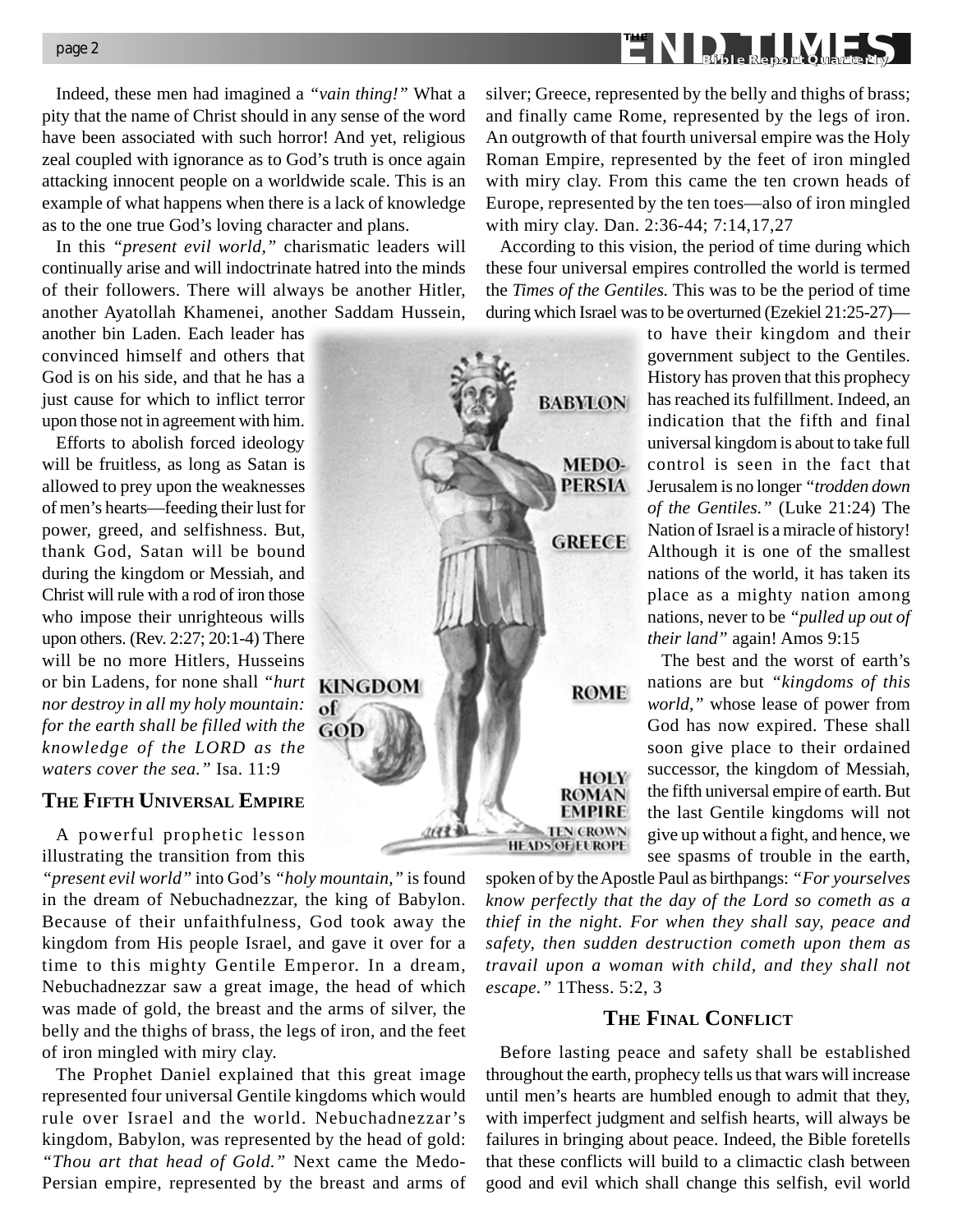Indeed, these men had imagined a *"vain thing!"* What a pity that the name of Christ should in any sense of the word have been associated with such horror! And yet, religious zeal coupled with ignorance as to God's truth is once again attacking innocent people on a worldwide scale. This is an example of what happens when there is a lack of knowledge as to the one true God's loving character and plans.

In this *"present evil world,"* charismatic leaders will continually arise and will indoctrinate hatred into the minds of their followers. There will always be another Hitler, another Ayatollah Khamenei, another Saddam Hussein, another bin Laden. Each leader has convinced himself and others that God is on his side, and that he has a just cause for which to inflict terror upon those not in agreement with him.

Efforts to abolish forced ideology will be fruitless, as long as Satan is allowed to prey upon the weaknesses of men's hearts—feeding their lust for power, greed, and selfishness. But, thank God, Satan will be bound during the kingdom or Messiah, and Christ will rule with a rod of iron those who impose their unrighteous wills upon others. (Rev. 2:27; 20:1-4) There will be no more Hitlers, Husseins or bin Ladens, for none shall *"hurt nor destroy in all my holy mountain: for the earth shall be filled with the knowledge of the LORD as the waters cover the sea."* Isa. 11:9

## The Fifth Universal Empire

A powerful prophetic lesson illustrating the transition from this *"present evil world"* into God's *"holy mountain,"* is found in the dream of Nebuchadnezzar, the king of Babylon. Because of their unfaithfulness, God took away the kingdom from His people Israel, and gave it over for a time to this mighty Gentile Emperor. In a dream, Nebuchadnezzar saw a great image, the head of which was made of gold, the breast and the arms of silver, the belly and the thighs of brass, the legs of iron, and the feet of iron mingled with miry clay.

The Prophet Daniel explained that this great image represented four universal Gentile kingdoms which would rule over Israel and the world. Nebuchadnezzar's kingdom, Babylon, was represented by the head of gold: *"Thou art that head of Gold."* Next came the Medo-Persian empire, represented by the breast and arms of silver; Greece, represented by the belly and thighs of brass; and finally came Rome, represented by the legs of iron. An outgrowth of that fourth universal empire was the Holy Roman Empire, represented by the feet of iron mingled with miry clay. From this came the ten crown heads of Europe, represented by the ten toes—also of iron mingled with miry clay. Dan. 2:36-44; 7:14,17,27

According to this vision, the period of time during which these four universal empires controlled the world is termed the *Times of the Gentiles.* This was to be the period of time during which Israel was to be overturned (Ezekiel 21:25-27)—to have their kingdom and their government subject to the Gentiles. History has proven that this prophecy has reached its fulfillment. Indeed, an indication that the fifth and final universal kingdom is about to take full control is seen in the fact that Jerusalem is no longer *"trodden down of the Gentiles."* (Luke 21:24) The Nation of Israel is a miracle of history! Although it is one of the smallest nations of the world, it has taken its place as a mighty nation among nations, never to be *"pulled up out of their land"* again! Amos 9:15

The best and the worst of earth's nations are but *"kingdoms of this world,"* whose lease of power from God has now expired. These shall soon give place to their ordained successor, the kingdom of Messiah, the fifth universal empire of earth. But the last Gentile kingdoms will not give up without a fight, and hence, we see spasms of trouble in the earth, spoken of by the Apostle Paul as birthpangs: *"For yourselves know perfectly that the day of the Lord so cometh as a thief in the night. For when they shall say, peace and safety, then sudden destruction cometh upon them as travail upon a woman with child, and they shall not escape."* 1Thess. 5:2, 3

## The Final Conflict

Before lasting peace and safety shall be established throughout the earth, prophecy tells us that wars will increase until men's hearts are humbled enough to admit that they, with imperfect judgment and selfish hearts, will always be failures in bringing about peace. Indeed, the Bible foretells that these conflicts will build to a climactic clash between good and evil which shall change this selfish, evil world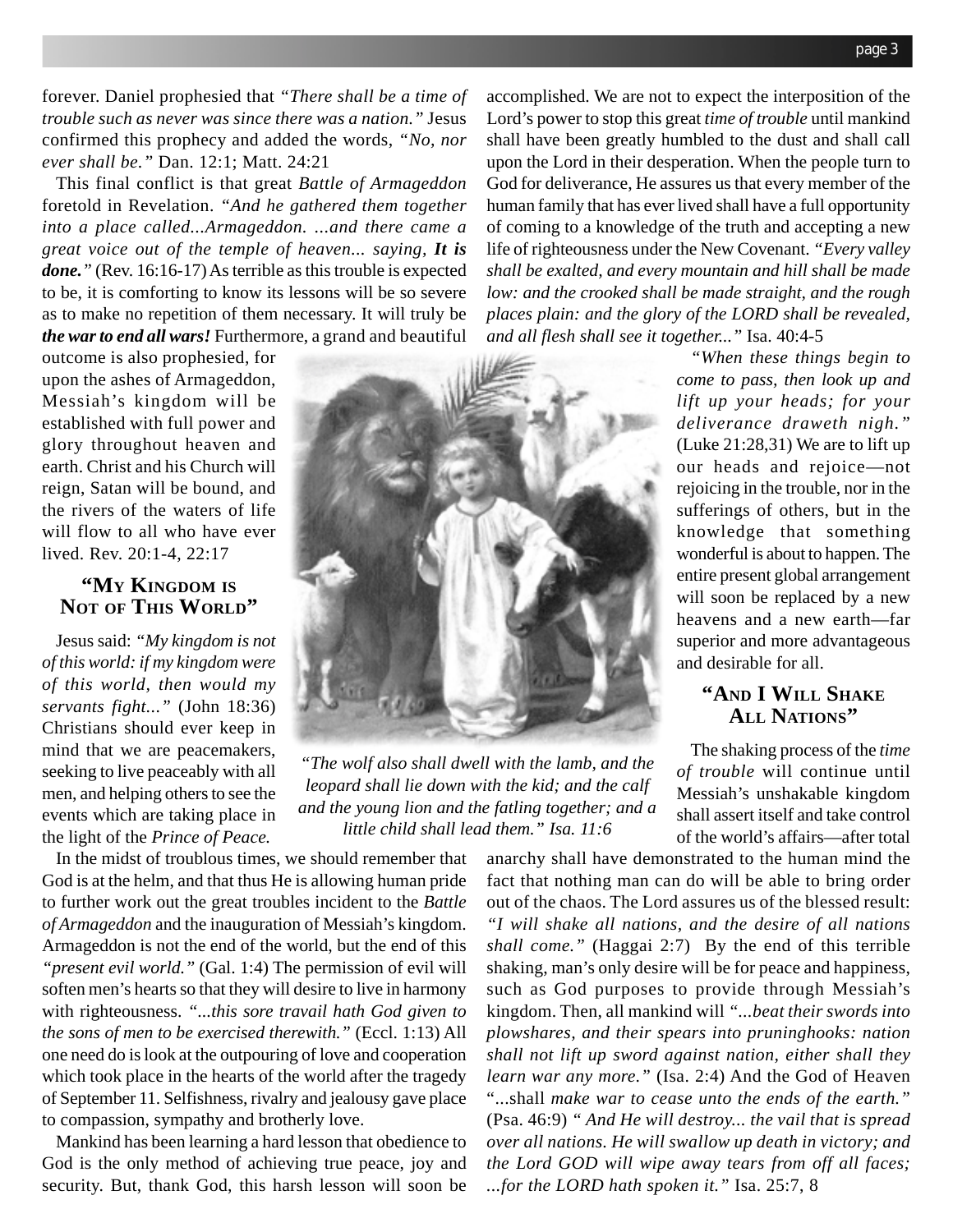forever. Daniel prophesied that *"There shall be a time of trouble such as never was since there was a nation."* Jesus confirmed this prophecy and added the words, *"No, nor ever shall be."* Dan. 12:1; Matt. 24:21

This final conflict is that great *Battle of Armageddon* foretold in Revelation. *"And he gathered them together into a place called...Armageddon. ...and there came a great voice out of the temple of heaven... saying, **It is done.**"* (Rev. 16:16-17) As terrible as this trouble is expected to be, it is comforting to know its lessons will be so severe as to make no repetition of them necessary. It will truly be ***the war to end all wars!*** Furthermore, a grand and beautiful outcome is also prophesied, for upon the ashes of Armageddon, Messiah's kingdom will be established with full power and glory throughout heaven and earth. Christ and his Church will reign, Satan will be bound, and the rivers of the waters of life will flow to all who have ever lived. Rev. 20:1-4, 22:17

## "MY KINGDOM IS NOT OF THIS WORLD"

Jesus said: *"My kingdom is not of this world: if my kingdom were of this world, then would my servants fight..."* (John 18:36) Christians should ever keep in mind that we are peacemakers, seeking to live peaceably with all men, and helping others to see the events which are taking place in the light of the *Prince of Peace.*

In the midst of troublous times, we should remember that God is at the helm, and that thus He is allowing human pride to further work out the great troubles incident to the *Battle of Armageddon* and the inauguration of Messiah's kingdom. Armageddon is not the end of the world, but the end of this *"present evil world."* (Gal. 1:4) The permission of evil will soften men's hearts so that they will desire to live in harmony with righteousness. *"...this sore travail hath God given to the sons of men to be exercised therewith."* (Eccl. 1:13) All one need do is look at the outpouring of love and cooperation which took place in the hearts of the world after the tragedy of September 11. Selfishness, rivalry and jealousy gave place to compassion, sympathy and brotherly love.

Mankind has been learning a hard lesson that obedience to God is the only method of achieving true peace, joy and security. But, thank God, this harsh lesson will soon be accomplished. We are not to expect the interposition of the Lord's power to stop this great *time of trouble* until mankind shall have been greatly humbled to the dust and shall call upon the Lord in their desperation. When the people turn to God for deliverance, He assures us that every member of the human family that has ever lived shall have a full opportunity of coming to a knowledge of the truth and accepting a new life of righteousness under the New Covenant. *"Every valley shall be exalted, and every mountain and hill shall be made low: and the crooked shall be made straight, and the rough places plain: and the glory of the LORD shall be revealed, and all flesh shall see it together..."* Isa. 40:4-5

*"The wolf also shall dwell with the lamb, and the leopard shall lie down with the kid; and the calf and the young lion and the fatling together; and a little child shall lead them." Isa. 11:6*

*"When these things begin to come to pass, then look up and lift up your heads; for your deliverance draweth nigh."* (Luke 21:28,31) We are to lift up our heads and rejoice—not rejoicing in the trouble, nor in the sufferings of others, but in the knowledge that something wonderful is about to happen. The entire present global arrangement will soon be replaced by a new heavens and a new earth—far superior and more advantageous and desirable for all.

## "AND I WILL SHAKE ALL NATIONS"

The shaking process of the *time of trouble* will continue until Messiah's unshakable kingdom shall assert itself and take control of the world's affairs—after total anarchy shall have demonstrated to the human mind the fact that nothing man can do will be able to bring order out of the chaos. The Lord assures us of the blessed result: *"I will shake all nations, and the desire of all nations shall come."* (Haggai 2:7) By the end of this terrible shaking, man's only desire will be for peace and happiness, such as God purposes to provide through Messiah's kingdom. Then, all mankind will *"...beat their swords into plowshares, and their spears into pruninghooks: nation shall not lift up sword against nation, either shall they learn war any more."* (Isa. 2:4) And the God of Heaven "...shall *make war to cease unto the ends of the earth."* (Psa. 46:9) *" And He will destroy... the vail that is spread over all nations. He will swallow up death in victory; and the Lord GOD will wipe away tears from off all faces; ...for the LORD hath spoken it."* Isa. 25:7, 8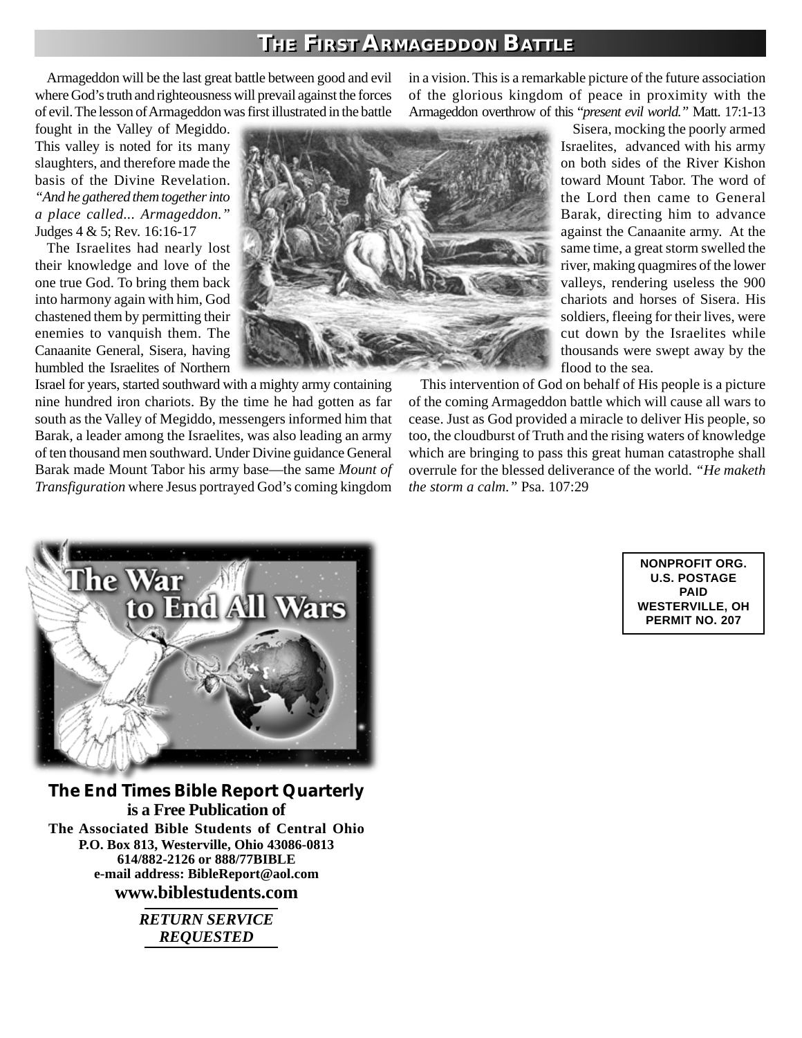# The First Armageddon Battle

Armageddon will be the last great battle between good and evil where God's truth and righteousness will prevail against the forces of evil. The lesson of Armageddon was first illustrated in the battle fought in the Valley of Megiddo. This valley is noted for its many slaughters, and therefore made the basis of the Divine Revelation. *"And he gathered them together into a place called... Armageddon."* Judges 4 & 5; Rev. 16:16-17

The Israelites had nearly lost their knowledge and love of the one true God. To bring them back into harmony again with him, God chastened them by permitting their enemies to vanquish them. The Canaanite General, Sisera, having humbled the Israelites of Northern Israel for years, started southward with a mighty army containing nine hundred iron chariots. By the time he had gotten as far south as the Valley of Megiddo, messengers informed him that Barak, a leader among the Israelites, was also leading an army of ten thousand men southward. Under Divine guidance General Barak made Mount Tabor his army base—the same *Mount of Transfiguration* where Jesus portrayed God's coming kingdom in a vision. This is a remarkable picture of the future association of the glorious kingdom of peace in proximity with the Armageddon overthrow of this *"present evil world."* Matt. 17:1-13

Sisera, mocking the poorly armed Israelites, advanced with his army on both sides of the River Kishon toward Mount Tabor. The word of the Lord then came to General Barak, directing him to advance against the Canaanite army. At the same time, a great storm swelled the river, making quagmires of the lower valleys, rendering useless the 900 chariots and horses of Sisera. His soldiers, fleeing for their lives, were cut down by the Israelites while thousands were swept away by the flood to the sea.

This intervention of God on behalf of His people is a picture of the coming Armageddon battle which will cause all wars to cease. Just as God provided a miracle to deliver His people, so too, the cloudburst of Truth and the rising waters of knowledge which are bringing to pass this great human catastrophe shall overrule for the blessed deliverance of the world. *"He maketh the storm a calm."* Psa. 107:29

The War to End All Wars

**The End Times Bible Report Quarterly**
**is a Free Publication of**
**The Associated Bible Students of Central Ohio**
**P.O. Box 813, Westerville, Ohio 43086-0813**
**614/882-2126 or 888/77BIBLE**
**e-mail address: BibleReport@aol.com**
**www.biblestudents.com**

***RETURN SERVICE REQUESTED***

**NONPROFIT ORG.**
**U.S. POSTAGE**
**PAID**
**WESTERVILLE, OH**
**PERMIT NO. 207**